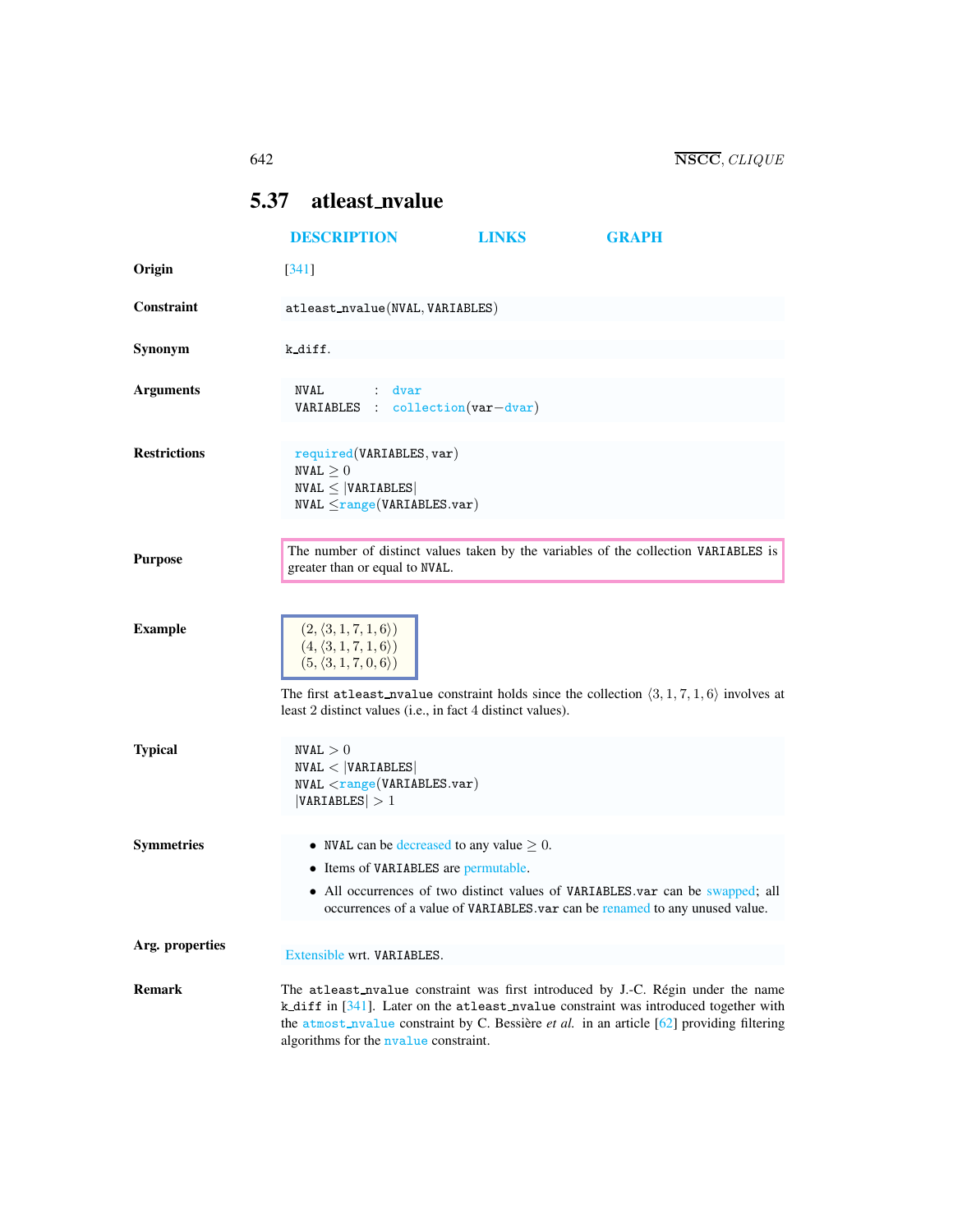## 5.37 atleast_nvalue

DESCRIPTION LINKS GRAPH

**Origin** [341]

**Constraint** atleast_nvalue(NVAL, VARIABLES)

**Synonym** k_diff.

**Arguments**

```
NVAL      : dvar
VARIABLES : collection(var-dvar)
```

**Restrictions**

required(VARIABLES, var)
NVAL $\geq 0$
NVAL $\leq$ |VARIABLES|
NVAL $\leq$range(VARIABLES.var)

**Purpose**

The number of distinct values taken by the variables of the collection VARIABLES is greater than or equal to NVAL.

**Example**

$(2, \langle 3, 1, 7, 1, 6 \rangle)$
$(4, \langle 3, 1, 7, 1, 6 \rangle)$
$(5, \langle 3, 1, 7, 0, 6 \rangle)$

The first atleast_nvalue constraint holds since the collection $\langle 3, 1, 7, 1, 6 \rangle$ involves at least 2 distinct values (i.e., in fact 4 distinct values).

**Typical**

NVAL $> 0$
NVAL $<$ |VARIABLES|
NVAL $<$range(VARIABLES.var)
|VARIABLES| $> 1$

**Symmetries**

- NVAL can be decreased to any value $\geq 0$.
- Items of VARIABLES are permutable.
- All occurrences of two distinct values of VARIABLES.var can be swapped; all occurrences of a value of VARIABLES.var can be renamed to any unused value.

**Arg. properties**

Extensible wrt. VARIABLES.

**Remark**

The atleast_nvalue constraint was first introduced by J.-C. Régin under the name k_diff in [341]. Later on the atleast_nvalue constraint was introduced together with the atmost_nvalue constraint by C. Bessière *et al.* in an article [62] providing filtering algorithms for the nvalue constraint.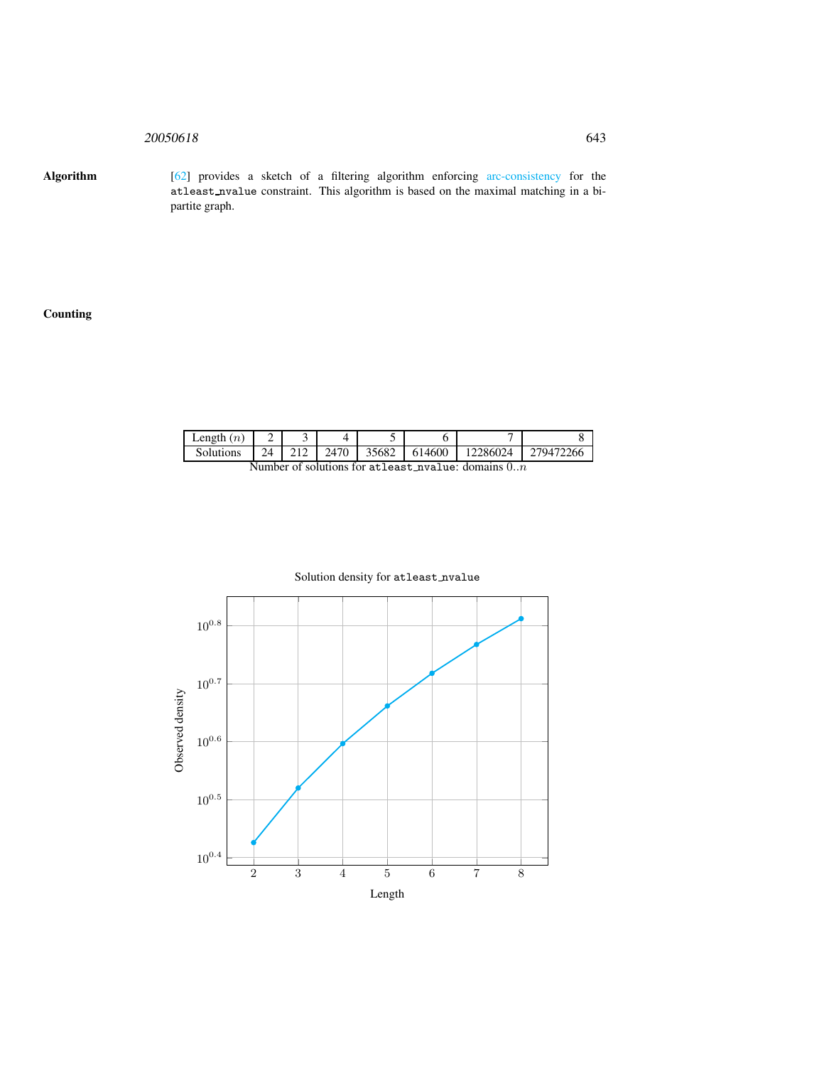**Algorithm**

[62] provides a sketch of a filtering algorithm enforcing arc-consistency for the atleast_nvalue constraint. This algorithm is based on the maximal matching in a bipartite graph.

**Counting**

| Length ($n$) | 2 | 3 | 4 | 5 | 6 | 7 | 8 |
|---|---|---|---|---|---|---|---|
| Solutions | 24 | 212 | 2470 | 35682 | 614600 | 12286024 | 279472266 |

Number of solutions for atleast_nvalue: domains $0..n$

Solution density for atleast_nvalue

| Length | 2 | 3 | 4 | 5 | 6 | 7 | 8 |
|---|---|---|---|---|---|---|---|

Observed density (y-axis, log scale: $10^{0.4}$, $10^{0.5}$, $10^{0.6}$, $10^{0.7}$, $10^{0.8}$) vs. Length (x-axis: 2–8)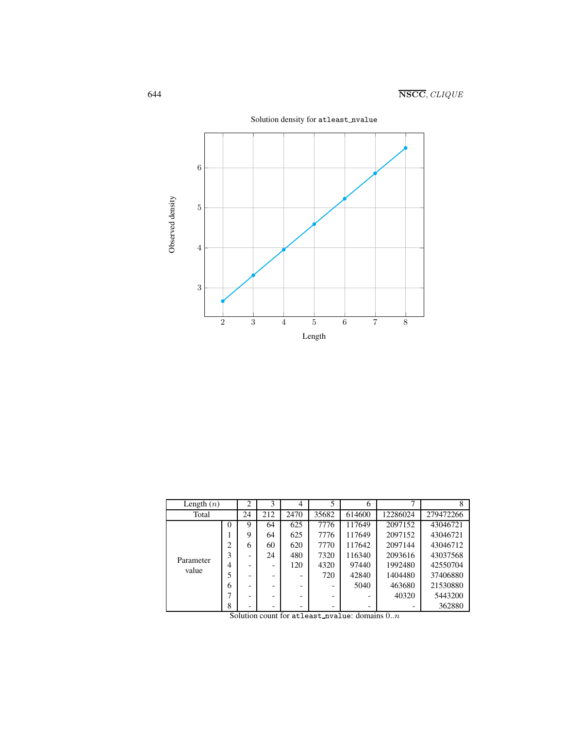Solution density for `atleast_nvalue`

| Length ($n$) | | 2 | 3 | 4 | 5 | 6 | 7 | 8 |
|---|---|---|---|---|---|---|---|---|
| Total | | 24 | 212 | 2470 | 35682 | 614600 | 12286024 | 279472266 |
| Parameter value | 0 | 9 | 64 | 625 | 7776 | 117649 | 2097152 | 43046721 |
| | 1 | 9 | 64 | 625 | 7776 | 117649 | 2097152 | 43046721 |
| | 2 | 6 | 60 | 620 | 7770 | 117642 | 2097144 | 43046712 |
| | 3 | - | 24 | 480 | 7320 | 116340 | 2093616 | 43037568 |
| | 4 | - | - | 120 | 4320 | 97440 | 1992480 | 42550704 |
| | 5 | - | - | - | 720 | 42840 | 1404480 | 37406880 |
| | 6 | - | - | - | - | 5040 | 463680 | 21530880 |
| | 7 | - | - | - | - | - | 40320 | 5443200 |
| | 8 | - | - | - | - | - | - | 362880 |

Solution count for `atleast_nvalue`: domains $0..n$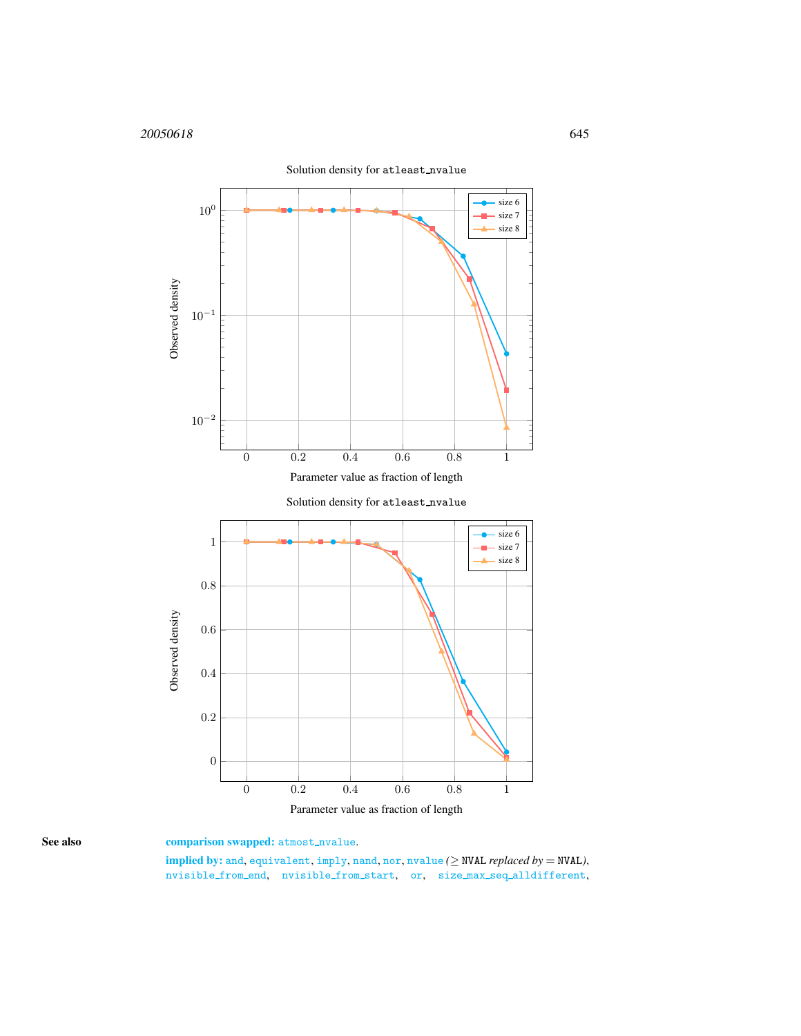Solution density for `atleast_nvalue`

Solution density for `atleast_nvalue`

**See also**

**comparison swapped:** `atmost_nvalue`.

**implied by:** `and`, `equivalent`, `imply`, `nand`, `nor`, `nvalue` ($\geq$ NVAL *replaced by* $=$ NVAL), `nvisible_from_end`, `nvisible_from_start`, `or`, `size_max_seq_alldifferent`,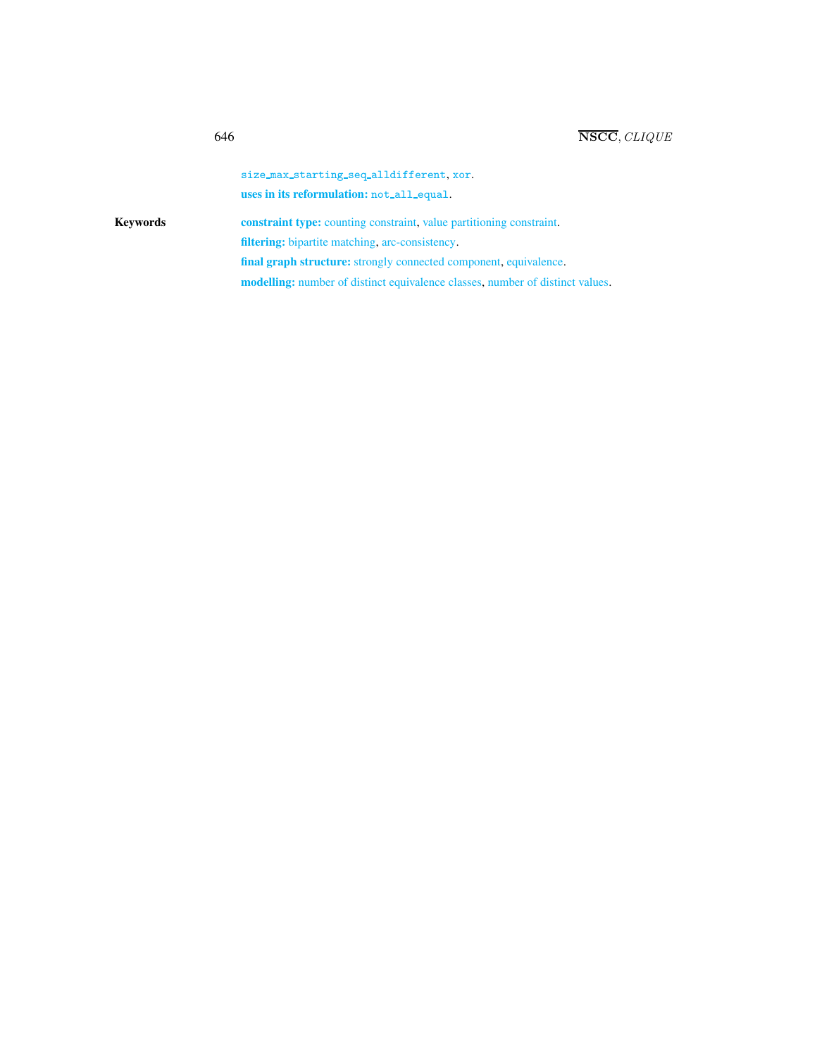size_max_starting_seq_alldifferent, xor.

**uses in its reformulation:** not_all_equal.

**Keywords**

**constraint type:** counting constraint, value partitioning constraint.

**filtering:** bipartite matching, arc-consistency.

**final graph structure:** strongly connected component, equivalence.

**modelling:** number of distinct equivalence classes, number of distinct values.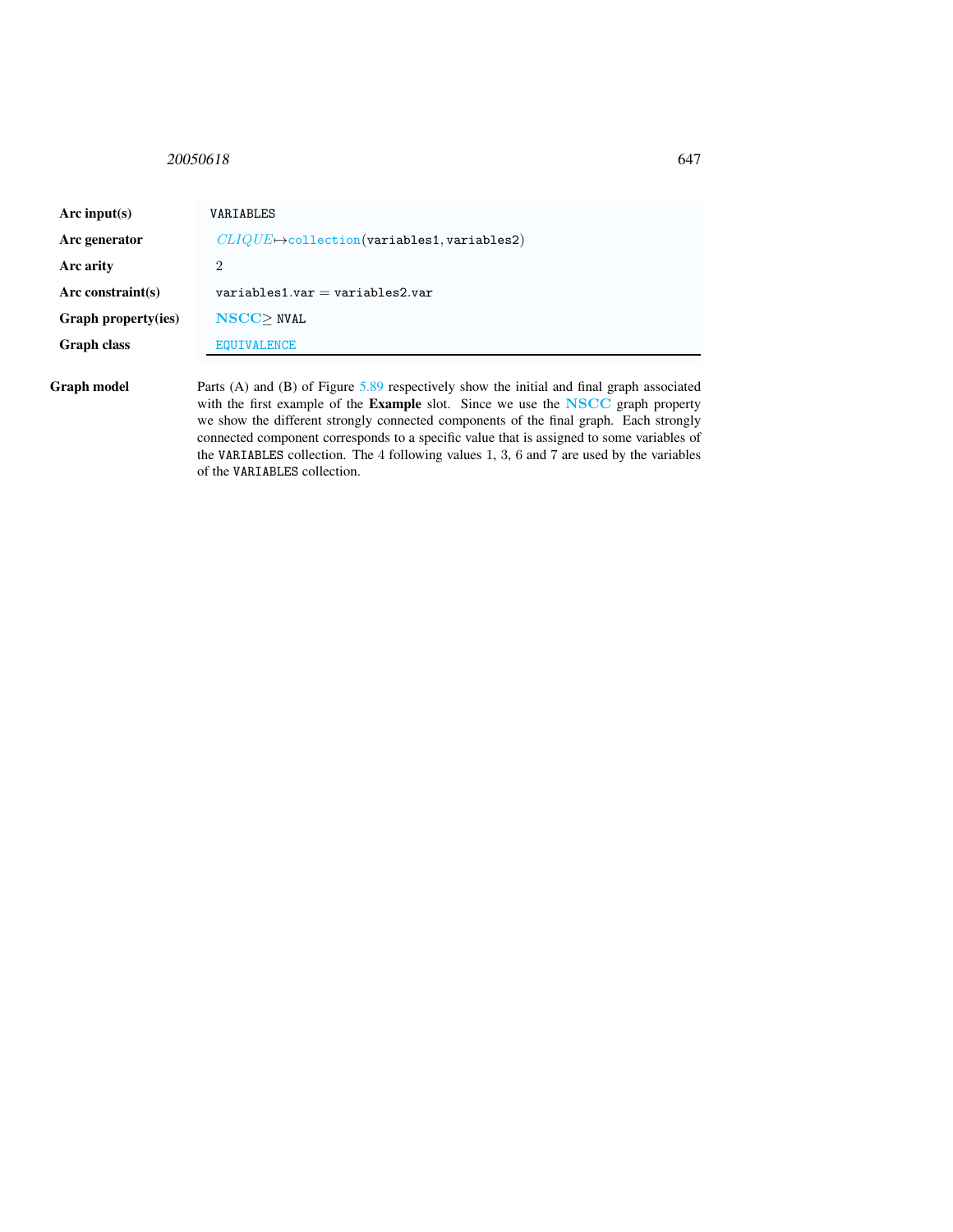| | |
|---|---|
| **Arc input(s)** | VARIABLES |
| **Arc generator** | *CLIQUE*$\mapsto$collection(variables1, variables2) |
| **Arc arity** | 2 |
| **Arc constraint(s)** | variables1.var = variables2.var |
| **Graph property(ies)** | **NSCC**$\geq$ NVAL |
| **Graph class** | EQUIVALENCE |

**Graph model** Parts (A) and (B) of Figure 5.89 respectively show the initial and final graph associated with the first example of the **Example** slot. Since we use the **NSCC** graph property we show the different strongly connected components of the final graph. Each strongly connected component corresponds to a specific value that is assigned to some variables of the VARIABLES collection. The 4 following values 1, 3, 6 and 7 are used by the variables of the VARIABLES collection.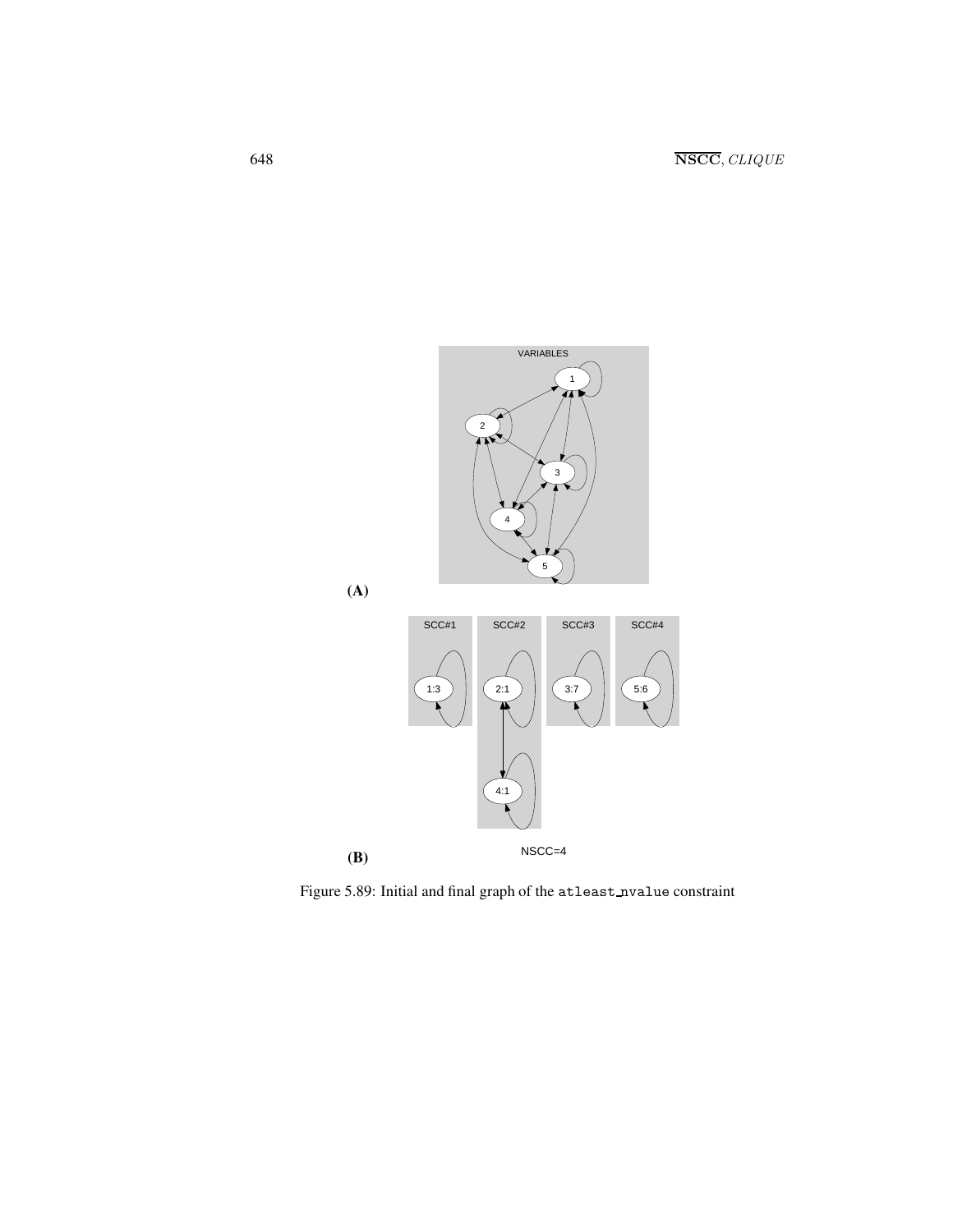(A)

(B)

Figure 5.89: Initial and final graph of the atleast_nvalue constraint